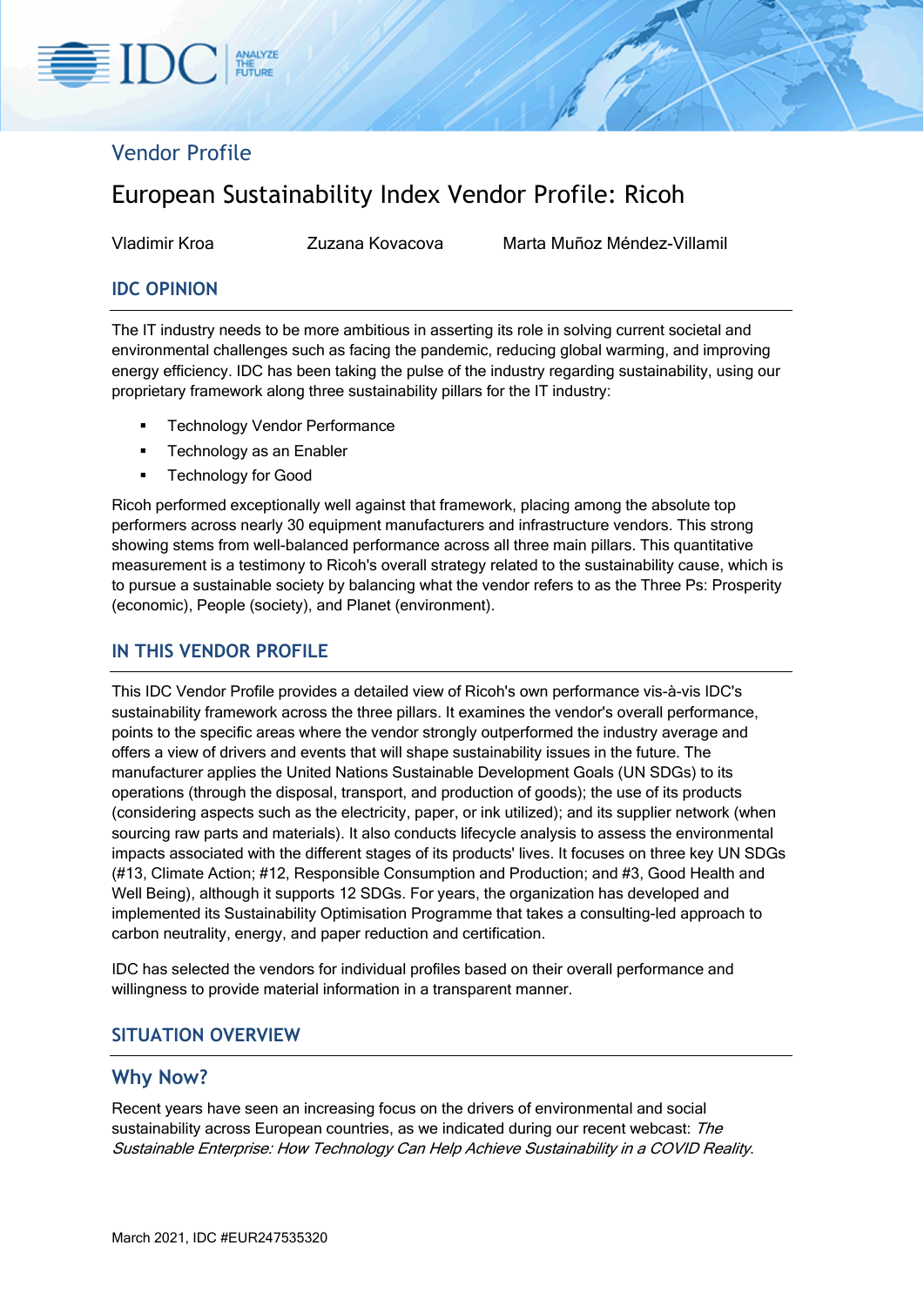Vendor Profile

# European Sustainability Index Vendor Profile: Ricoh

Vladimir Kroa &nbsp;&nbsp;&nbsp;&nbsp; Zuzana Kovacova &nbsp;&nbsp;&nbsp;&nbsp; Marta Muñoz Méndez-Villamil

## IDC OPINION

The IT industry needs to be more ambitious in asserting its role in solving current societal and environmental challenges such as facing the pandemic, reducing global warming, and improving energy efficiency. IDC has been taking the pulse of the industry regarding sustainability, using our proprietary framework along three sustainability pillars for the IT industry:

- Technology Vendor Performance
- Technology as an Enabler
- Technology for Good

Ricoh performed exceptionally well against that framework, placing among the absolute top performers across nearly 30 equipment manufacturers and infrastructure vendors. This strong showing stems from well-balanced performance across all three main pillars. This quantitative measurement is a testimony to Ricoh's overall strategy related to the sustainability cause, which is to pursue a sustainable society by balancing what the vendor refers to as the Three Ps: Prosperity (economic), People (society), and Planet (environment).

## IN THIS VENDOR PROFILE

This IDC Vendor Profile provides a detailed view of Ricoh's own performance vis-à-vis IDC's sustainability framework across the three pillars. It examines the vendor's overall performance, points to the specific areas where the vendor strongly outperformed the industry average and offers a view of drivers and events that will shape sustainability issues in the future. The manufacturer applies the United Nations Sustainable Development Goals (UN SDGs) to its operations (through the disposal, transport, and production of goods); the use of its products (considering aspects such as the electricity, paper, or ink utilized); and its supplier network (when sourcing raw parts and materials). It also conducts lifecycle analysis to assess the environmental impacts associated with the different stages of its products' lives. It focuses on three key UN SDGs (#13, Climate Action; #12, Responsible Consumption and Production; and #3, Good Health and Well Being), although it supports 12 SDGs. For years, the organization has developed and implemented its Sustainability Optimisation Programme that takes a consulting-led approach to carbon neutrality, energy, and paper reduction and certification.

IDC has selected the vendors for individual profiles based on their overall performance and willingness to provide material information in a transparent manner.

## SITUATION OVERVIEW

### Why Now?

Recent years have seen an increasing focus on the drivers of environmental and social sustainability across European countries, as we indicated during our recent webcast: *The Sustainable Enterprise: How Technology Can Help Achieve Sustainability in a COVID Reality*.

March 2021, IDC #EUR247535320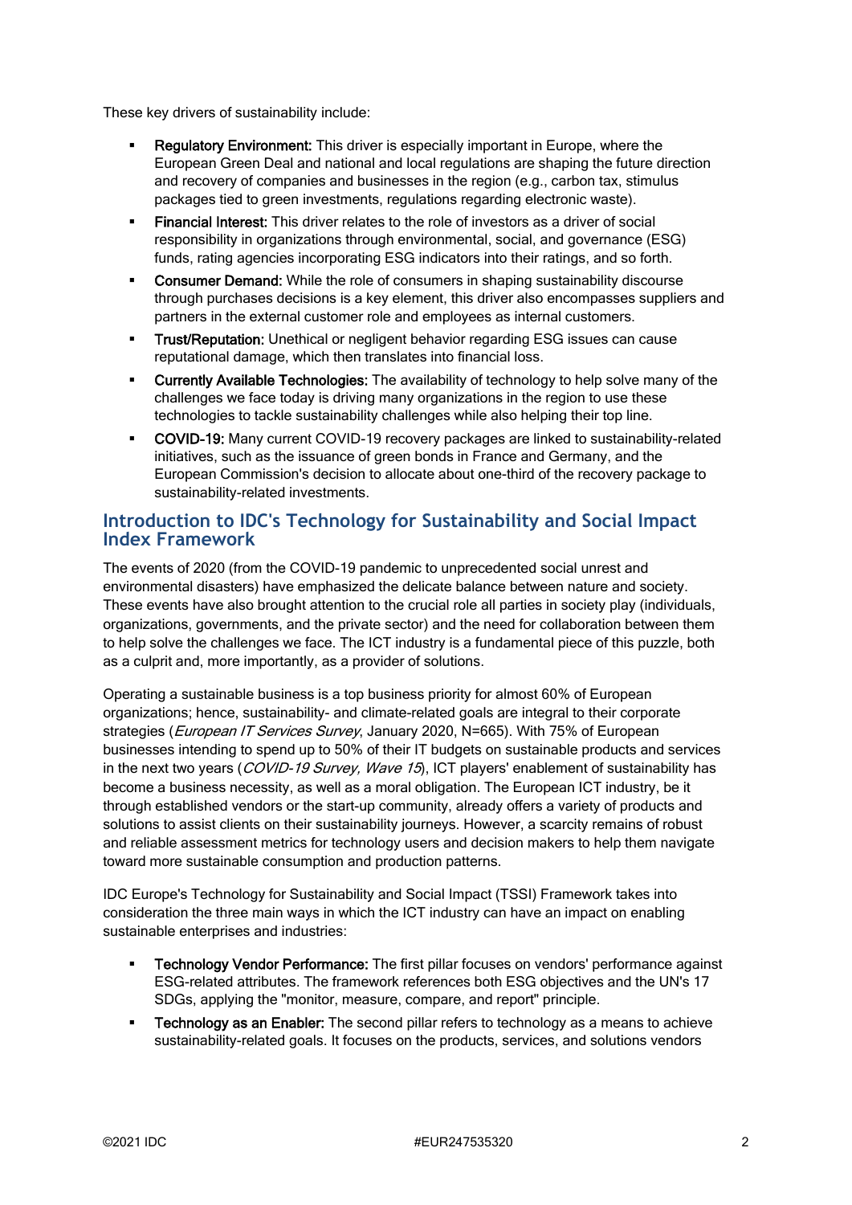These key drivers of sustainability include:

- **Regulatory Environment:** This driver is especially important in Europe, where the European Green Deal and national and local regulations are shaping the future direction and recovery of companies and businesses in the region (e.g., carbon tax, stimulus packages tied to green investments, regulations regarding electronic waste).
- **Financial Interest:** This driver relates to the role of investors as a driver of social responsibility in organizations through environmental, social, and governance (ESG) funds, rating agencies incorporating ESG indicators into their ratings, and so forth.
- **Consumer Demand:** While the role of consumers in shaping sustainability discourse through purchases decisions is a key element, this driver also encompasses suppliers and partners in the external customer role and employees as internal customers.
- **Trust/Reputation:** Unethical or negligent behavior regarding ESG issues can cause reputational damage, which then translates into financial loss.
- **Currently Available Technologies:** The availability of technology to help solve many of the challenges we face today is driving many organizations in the region to use these technologies to tackle sustainability challenges while also helping their top line.
- **COVID-19:** Many current COVID-19 recovery packages are linked to sustainability-related initiatives, such as the issuance of green bonds in France and Germany, and the European Commission's decision to allocate about one-third of the recovery package to sustainability-related investments.

## Introduction to IDC's Technology for Sustainability and Social Impact Index Framework

The events of 2020 (from the COVID-19 pandemic to unprecedented social unrest and environmental disasters) have emphasized the delicate balance between nature and society. These events have also brought attention to the crucial role all parties in society play (individuals, organizations, governments, and the private sector) and the need for collaboration between them to help solve the challenges we face. The ICT industry is a fundamental piece of this puzzle, both as a culprit and, more importantly, as a provider of solutions.

Operating a sustainable business is a top business priority for almost 60% of European organizations; hence, sustainability- and climate-related goals are integral to their corporate strategies (*European IT Services Survey*, January 2020, N=665). With 75% of European businesses intending to spend up to 50% of their IT budgets on sustainable products and services in the next two years (*COVID-19 Survey, Wave 15*), ICT players' enablement of sustainability has become a business necessity, as well as a moral obligation. The European ICT industry, be it through established vendors or the start-up community, already offers a variety of products and solutions to assist clients on their sustainability journeys. However, a scarcity remains of robust and reliable assessment metrics for technology users and decision makers to help them navigate toward more sustainable consumption and production patterns.

IDC Europe's Technology for Sustainability and Social Impact (TSSI) Framework takes into consideration the three main ways in which the ICT industry can have an impact on enabling sustainable enterprises and industries:

- **Technology Vendor Performance:** The first pillar focuses on vendors' performance against ESG-related attributes. The framework references both ESG objectives and the UN's 17 SDGs, applying the "monitor, measure, compare, and report" principle.
- **Technology as an Enabler:** The second pillar refers to technology as a means to achieve sustainability-related goals. It focuses on the products, services, and solutions vendors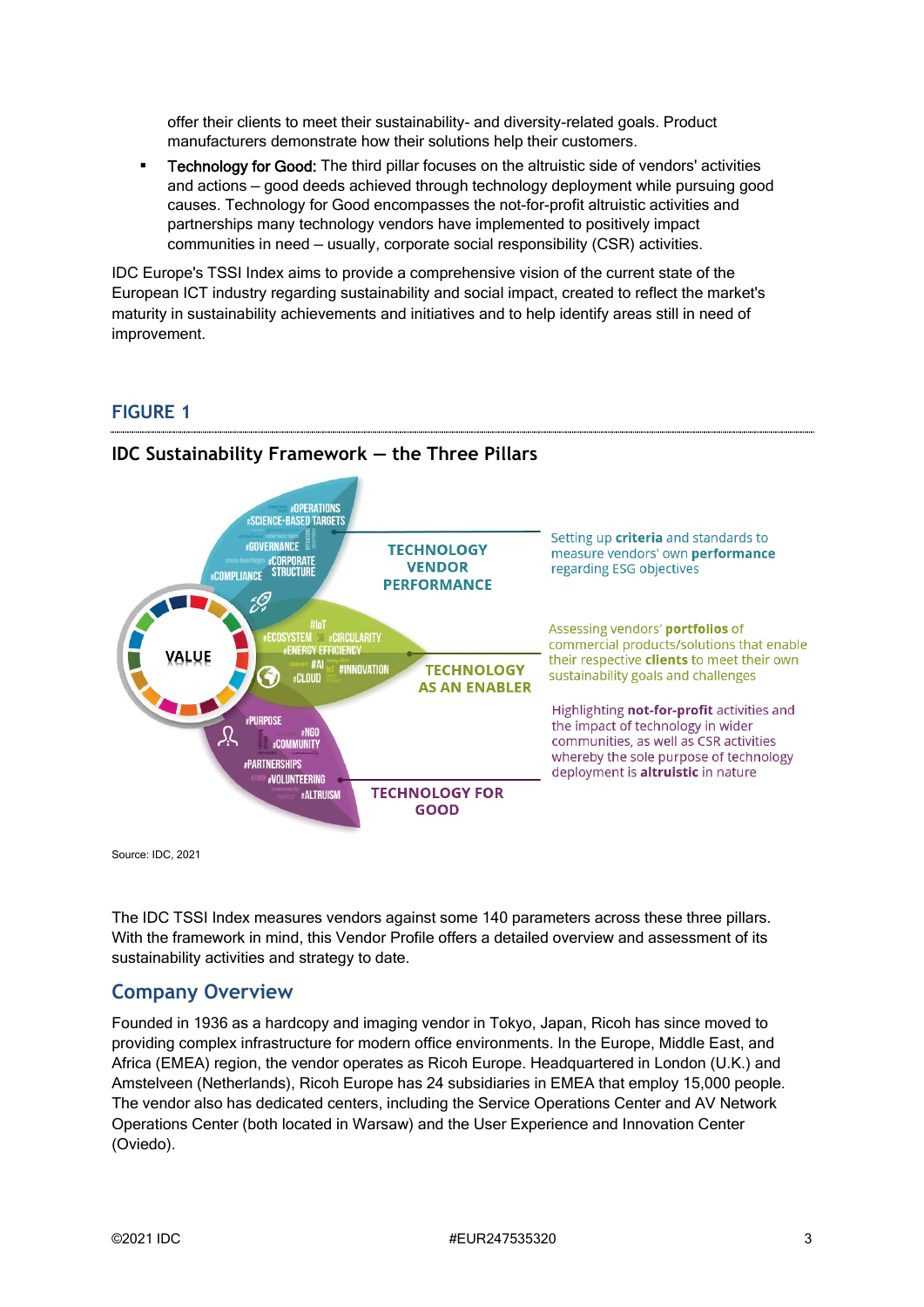offer their clients to meet their sustainability- and diversity-related goals. Product manufacturers demonstrate how their solutions help their customers.

- Technology for Good: The third pillar focuses on the altruistic side of vendors' activities and actions – good deeds achieved through technology deployment while pursuing good causes. Technology for Good encompasses the not-for-profit altruistic activities and partnerships many technology vendors have implemented to positively impact communities in need – usually, corporate social responsibility (CSR) activities.

IDC Europe's TSSI Index aims to provide a comprehensive vision of the current state of the European ICT industry regarding sustainability and social impact, created to reflect the market's maturity in sustainability achievements and initiatives and to help identify areas still in need of improvement.

## FIGURE 1

### IDC Sustainability Framework — the Three Pillars

VALUE

#OPERATIONS #SCIENCE-BASED TARGETS #GOVERNANCE #CORPORATE STRUCTURE #COMPLIANCE

**TECHNOLOGY VENDOR PERFORMANCE** — Setting up **criteria** and standards to measure vendors' own **performance** regarding ESG objectives

#IoT #ECOSYSTEM #CIRCULARITY #ENERGY EFFICIENCY #AI #INNOVATION #CLOUD

**TECHNOLOGY AS AN ENABLER** — Assessing vendors' **portfolios** of commercial products/solutions that enable their respective **clients** to meet their own sustainability goals and challenges

#PURPOSE #NGO #COMMUNITY #PARTNERSHIPS #VOLUNTEERING #ALTRUISM

**TECHNOLOGY FOR GOOD** — Highlighting **not-for-profit** activities and the impact of technology in wider communities, as well as CSR activities whereby the sole purpose of technology deployment is **altruistic** in nature

Source: IDC, 2021

The IDC TSSI Index measures vendors against some 140 parameters across these three pillars. With the framework in mind, this Vendor Profile offers a detailed overview and assessment of its sustainability activities and strategy to date.

## Company Overview

Founded in 1936 as a hardcopy and imaging vendor in Tokyo, Japan, Ricoh has since moved to providing complex infrastructure for modern office environments. In the Europe, Middle East, and Africa (EMEA) region, the vendor operates as Ricoh Europe. Headquartered in London (U.K.) and Amstelveen (Netherlands), Ricoh Europe has 24 subsidiaries in EMEA that employ 15,000 people. The vendor also has dedicated centers, including the Service Operations Center and AV Network Operations Center (both located in Warsaw) and the User Experience and Innovation Center (Oviedo).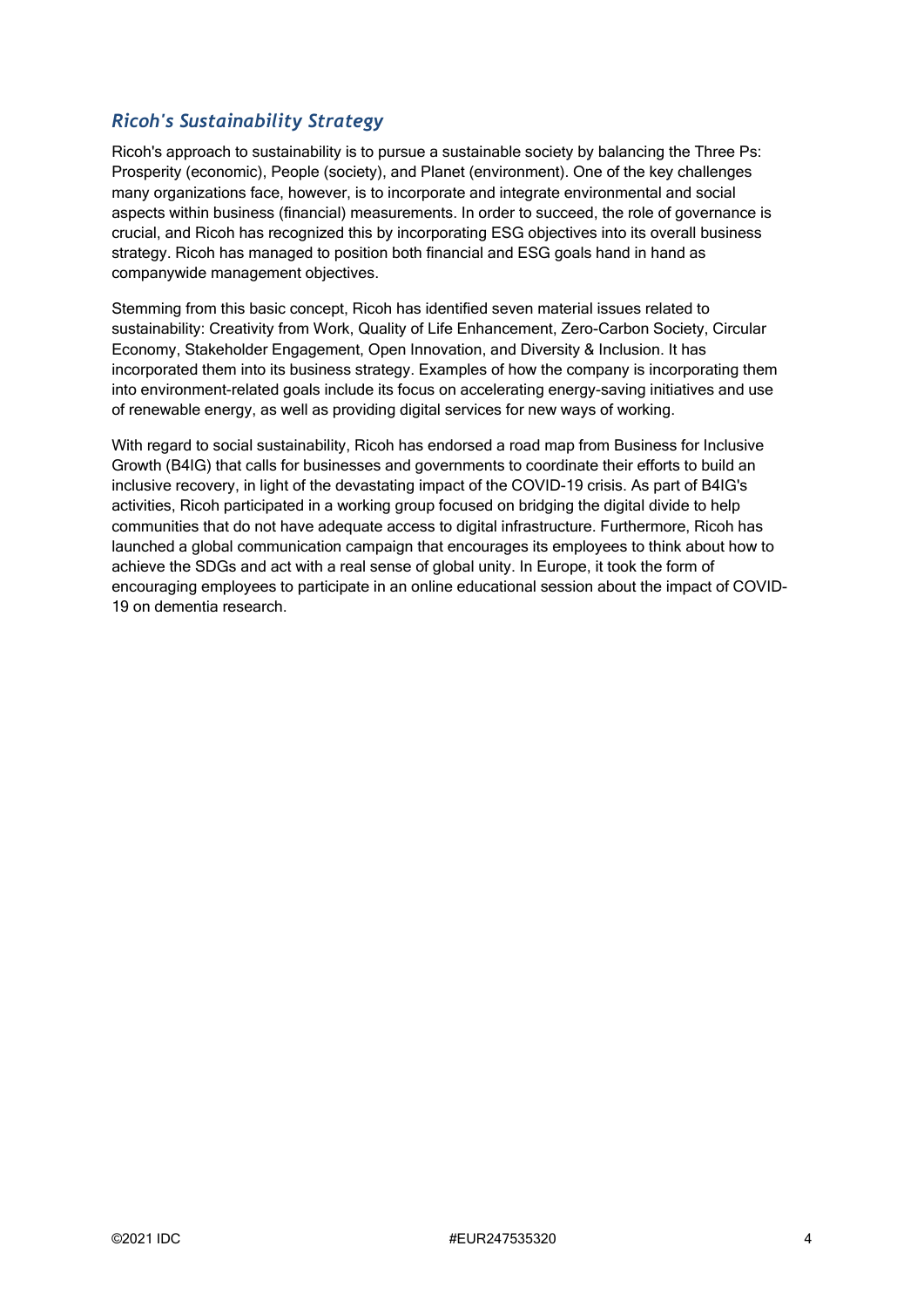## *Ricoh's Sustainability Strategy*

Ricoh's approach to sustainability is to pursue a sustainable society by balancing the Three Ps: Prosperity (economic), People (society), and Planet (environment). One of the key challenges many organizations face, however, is to incorporate and integrate environmental and social aspects within business (financial) measurements. In order to succeed, the role of governance is crucial, and Ricoh has recognized this by incorporating ESG objectives into its overall business strategy. Ricoh has managed to position both financial and ESG goals hand in hand as companywide management objectives.

Stemming from this basic concept, Ricoh has identified seven material issues related to sustainability: Creativity from Work, Quality of Life Enhancement, Zero-Carbon Society, Circular Economy, Stakeholder Engagement, Open Innovation, and Diversity & Inclusion. It has incorporated them into its business strategy. Examples of how the company is incorporating them into environment-related goals include its focus on accelerating energy-saving initiatives and use of renewable energy, as well as providing digital services for new ways of working.

With regard to social sustainability, Ricoh has endorsed a road map from Business for Inclusive Growth (B4IG) that calls for businesses and governments to coordinate their efforts to build an inclusive recovery, in light of the devastating impact of the COVID-19 crisis. As part of B4IG's activities, Ricoh participated in a working group focused on bridging the digital divide to help communities that do not have adequate access to digital infrastructure. Furthermore, Ricoh has launched a global communication campaign that encourages its employees to think about how to achieve the SDGs and act with a real sense of global unity. In Europe, it took the form of encouraging employees to participate in an online educational session about the impact of COVID-19 on dementia research.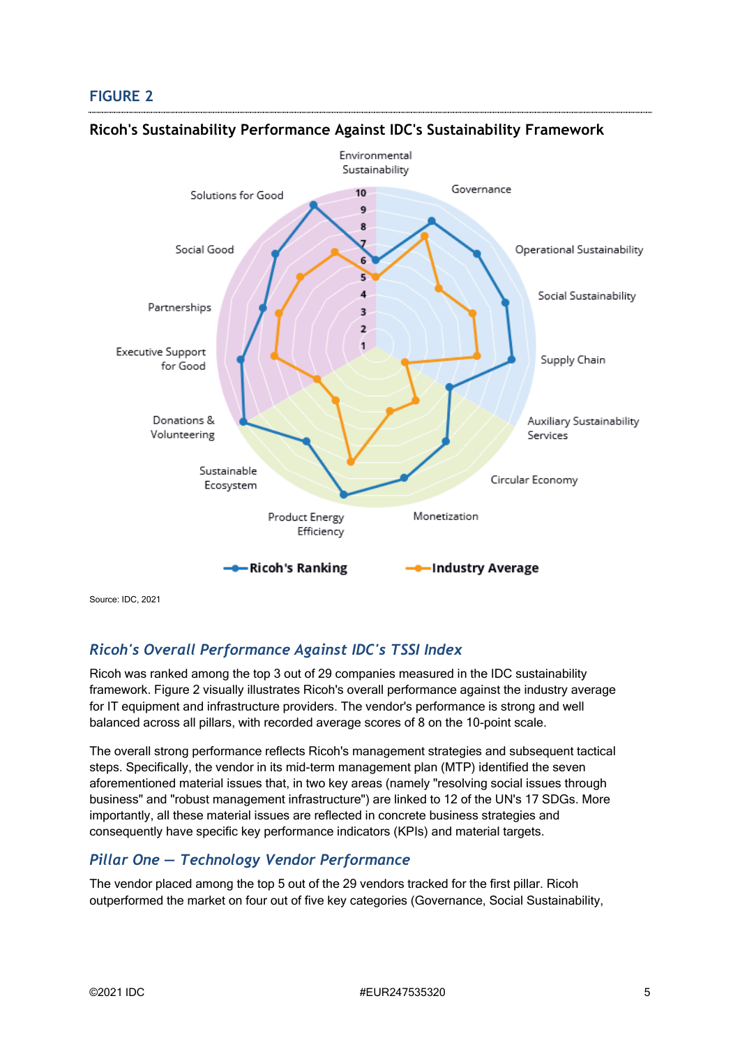## FIGURE 2

### Ricoh's Sustainability Performance Against IDC's Sustainability Framework

Environmental Sustainability

Governance

Operational Sustainability

Social Sustainability

Supply Chain

Auxiliary Sustainability Services

Circular Economy

Monetization

Product Energy Efficiency

Sustainable Ecosystem

Donations & Volunteering

Executive Support for Good

Partnerships

Social Good

Solutions for Good

Ricoh's Ranking — Industry Average

Source: IDC, 2021

## *Ricoh's Overall Performance Against IDC's TSSI Index*

Ricoh was ranked among the top 3 out of 29 companies measured in the IDC sustainability framework. Figure 2 visually illustrates Ricoh's overall performance against the industry average for IT equipment and infrastructure providers. The vendor's performance is strong and well balanced across all pillars, with recorded average scores of 8 on the 10-point scale.

The overall strong performance reflects Ricoh's management strategies and subsequent tactical steps. Specifically, the vendor in its mid-term management plan (MTP) identified the seven aforementioned material issues that, in two key areas (namely "resolving social issues through business" and "robust management infrastructure") are linked to 12 of the UN's 17 SDGs. More importantly, all these material issues are reflected in concrete business strategies and consequently have specific key performance indicators (KPIs) and material targets.

## *Pillar One — Technology Vendor Performance*

The vendor placed among the top 5 out of the 29 vendors tracked for the first pillar. Ricoh outperformed the market on four out of five key categories (Governance, Social Sustainability,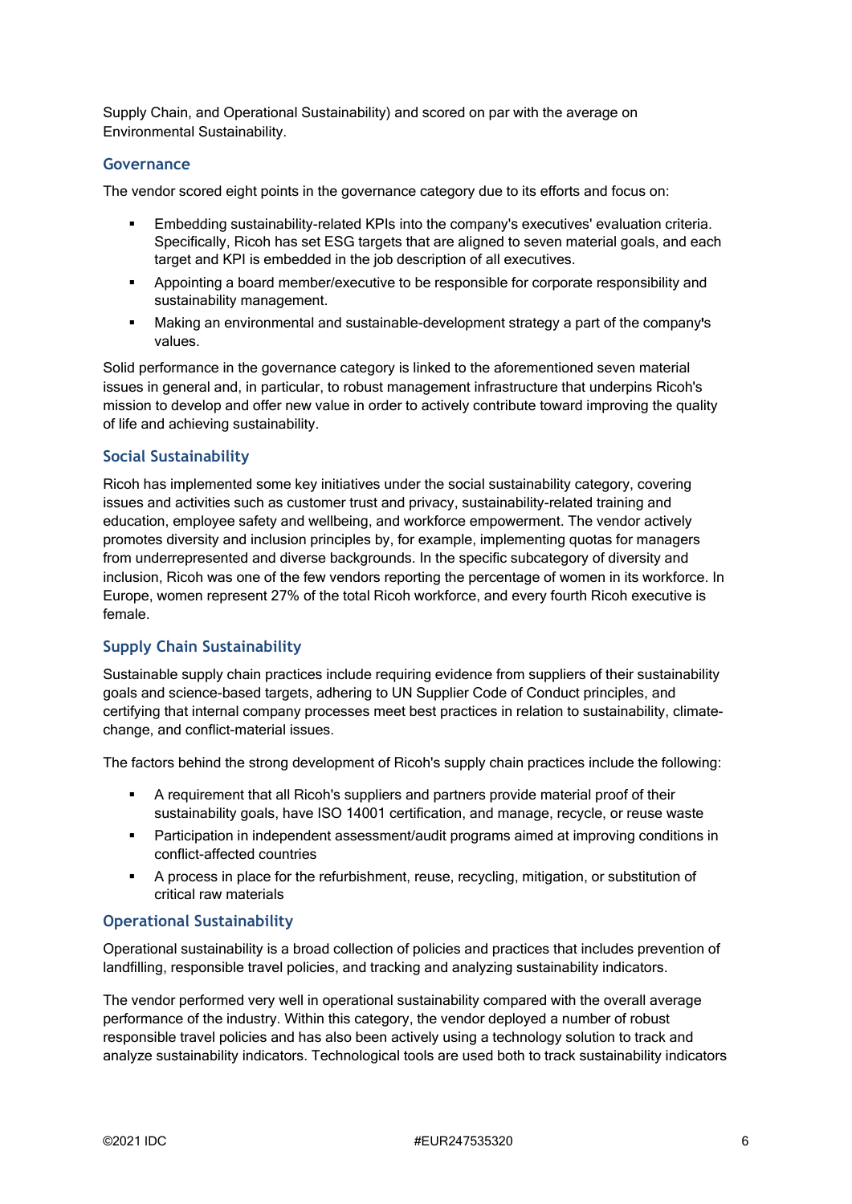Supply Chain, and Operational Sustainability) and scored on par with the average on Environmental Sustainability.

### Governance

The vendor scored eight points in the governance category due to its efforts and focus on:

- Embedding sustainability-related KPIs into the company's executives' evaluation criteria. Specifically, Ricoh has set ESG targets that are aligned to seven material goals, and each target and KPI is embedded in the job description of all executives.
- Appointing a board member/executive to be responsible for corporate responsibility and sustainability management.
- Making an environmental and sustainable-development strategy a part of the company's values.

Solid performance in the governance category is linked to the aforementioned seven material issues in general and, in particular, to robust management infrastructure that underpins Ricoh's mission to develop and offer new value in order to actively contribute toward improving the quality of life and achieving sustainability.

### Social Sustainability

Ricoh has implemented some key initiatives under the social sustainability category, covering issues and activities such as customer trust and privacy, sustainability-related training and education, employee safety and wellbeing, and workforce empowerment. The vendor actively promotes diversity and inclusion principles by, for example, implementing quotas for managers from underrepresented and diverse backgrounds. In the specific subcategory of diversity and inclusion, Ricoh was one of the few vendors reporting the percentage of women in its workforce. In Europe, women represent 27% of the total Ricoh workforce, and every fourth Ricoh executive is female.

### Supply Chain Sustainability

Sustainable supply chain practices include requiring evidence from suppliers of their sustainability goals and science-based targets, adhering to UN Supplier Code of Conduct principles, and certifying that internal company processes meet best practices in relation to sustainability, climate-change, and conflict-material issues.

The factors behind the strong development of Ricoh's supply chain practices include the following:

- A requirement that all Ricoh's suppliers and partners provide material proof of their sustainability goals, have ISO 14001 certification, and manage, recycle, or reuse waste
- Participation in independent assessment/audit programs aimed at improving conditions in conflict-affected countries
- A process in place for the refurbishment, reuse, recycling, mitigation, or substitution of critical raw materials

### Operational Sustainability

Operational sustainability is a broad collection of policies and practices that includes prevention of landfilling, responsible travel policies, and tracking and analyzing sustainability indicators.

The vendor performed very well in operational sustainability compared with the overall average performance of the industry. Within this category, the vendor deployed a number of robust responsible travel policies and has also been actively using a technology solution to track and analyze sustainability indicators. Technological tools are used both to track sustainability indicators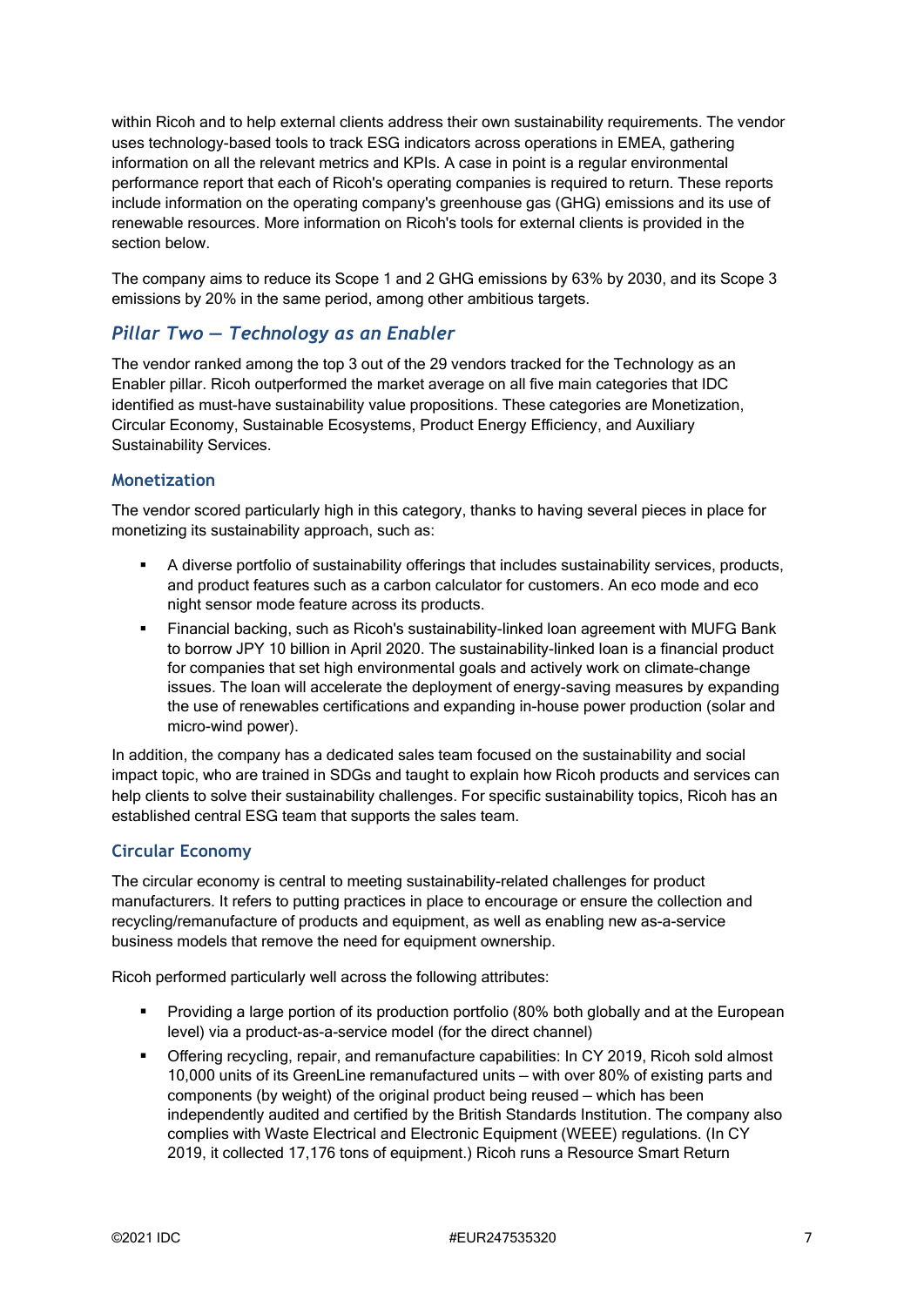within Ricoh and to help external clients address their own sustainability requirements. The vendor uses technology-based tools to track ESG indicators across operations in EMEA, gathering information on all the relevant metrics and KPIs. A case in point is a regular environmental performance report that each of Ricoh's operating companies is required to return. These reports include information on the operating company's greenhouse gas (GHG) emissions and its use of renewable resources. More information on Ricoh's tools for external clients is provided in the section below.

The company aims to reduce its Scope 1 and 2 GHG emissions by 63% by 2030, and its Scope 3 emissions by 20% in the same period, among other ambitious targets.

## *Pillar Two — Technology as an Enabler*

The vendor ranked among the top 3 out of the 29 vendors tracked for the Technology as an Enabler pillar. Ricoh outperformed the market average on all five main categories that IDC identified as must-have sustainability value propositions. These categories are Monetization, Circular Economy, Sustainable Ecosystems, Product Energy Efficiency, and Auxiliary Sustainability Services.

### Monetization

The vendor scored particularly high in this category, thanks to having several pieces in place for monetizing its sustainability approach, such as:

- A diverse portfolio of sustainability offerings that includes sustainability services, products, and product features such as a carbon calculator for customers. An eco mode and eco night sensor mode feature across its products.
- Financial backing, such as Ricoh's sustainability-linked loan agreement with MUFG Bank to borrow JPY 10 billion in April 2020. The sustainability-linked loan is a financial product for companies that set high environmental goals and actively work on climate-change issues. The loan will accelerate the deployment of energy-saving measures by expanding the use of renewables certifications and expanding in-house power production (solar and micro-wind power).

In addition, the company has a dedicated sales team focused on the sustainability and social impact topic, who are trained in SDGs and taught to explain how Ricoh products and services can help clients to solve their sustainability challenges. For specific sustainability topics, Ricoh has an established central ESG team that supports the sales team.

### Circular Economy

The circular economy is central to meeting sustainability-related challenges for product manufacturers. It refers to putting practices in place to encourage or ensure the collection and recycling/remanufacture of products and equipment, as well as enabling new as-a-service business models that remove the need for equipment ownership.

Ricoh performed particularly well across the following attributes:

- Providing a large portion of its production portfolio (80% both globally and at the European level) via a product-as-a-service model (for the direct channel)
- Offering recycling, repair, and remanufacture capabilities: In CY 2019, Ricoh sold almost 10,000 units of its GreenLine remanufactured units – with over 80% of existing parts and components (by weight) of the original product being reused – which has been independently audited and certified by the British Standards Institution. The company also complies with Waste Electrical and Electronic Equipment (WEEE) regulations. (In CY 2019, it collected 17,176 tons of equipment.) Ricoh runs a Resource Smart Return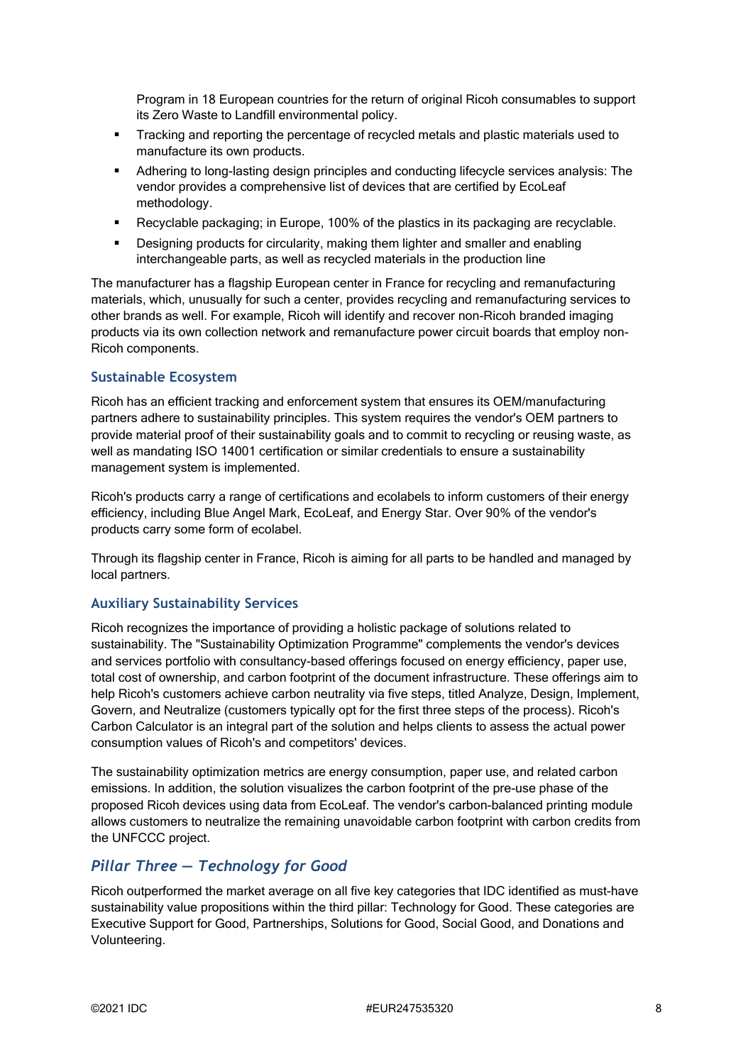Program in 18 European countries for the return of original Ricoh consumables to support its Zero Waste to Landfill environmental policy.

- Tracking and reporting the percentage of recycled metals and plastic materials used to manufacture its own products.
- Adhering to long-lasting design principles and conducting lifecycle services analysis: The vendor provides a comprehensive list of devices that are certified by EcoLeaf methodology.
- Recyclable packaging; in Europe, 100% of the plastics in its packaging are recyclable.
- Designing products for circularity, making them lighter and smaller and enabling interchangeable parts, as well as recycled materials in the production line

The manufacturer has a flagship European center in France for recycling and remanufacturing materials, which, unusually for such a center, provides recycling and remanufacturing services to other brands as well. For example, Ricoh will identify and recover non-Ricoh branded imaging products via its own collection network and remanufacture power circuit boards that employ non-Ricoh components.

### Sustainable Ecosystem

Ricoh has an efficient tracking and enforcement system that ensures its OEM/manufacturing partners adhere to sustainability principles. This system requires the vendor's OEM partners to provide material proof of their sustainability goals and to commit to recycling or reusing waste, as well as mandating ISO 14001 certification or similar credentials to ensure a sustainability management system is implemented.

Ricoh's products carry a range of certifications and ecolabels to inform customers of their energy efficiency, including Blue Angel Mark, EcoLeaf, and Energy Star. Over 90% of the vendor's products carry some form of ecolabel.

Through its flagship center in France, Ricoh is aiming for all parts to be handled and managed by local partners.

### Auxiliary Sustainability Services

Ricoh recognizes the importance of providing a holistic package of solutions related to sustainability. The "Sustainability Optimization Programme" complements the vendor's devices and services portfolio with consultancy-based offerings focused on energy efficiency, paper use, total cost of ownership, and carbon footprint of the document infrastructure. These offerings aim to help Ricoh's customers achieve carbon neutrality via five steps, titled Analyze, Design, Implement, Govern, and Neutralize (customers typically opt for the first three steps of the process). Ricoh's Carbon Calculator is an integral part of the solution and helps clients to assess the actual power consumption values of Ricoh's and competitors' devices.

The sustainability optimization metrics are energy consumption, paper use, and related carbon emissions. In addition, the solution visualizes the carbon footprint of the pre-use phase of the proposed Ricoh devices using data from EcoLeaf. The vendor's carbon-balanced printing module allows customers to neutralize the remaining unavoidable carbon footprint with carbon credits from the UNFCCC project.

## *Pillar Three — Technology for Good*

Ricoh outperformed the market average on all five key categories that IDC identified as must-have sustainability value propositions within the third pillar: Technology for Good. These categories are Executive Support for Good, Partnerships, Solutions for Good, Social Good, and Donations and Volunteering.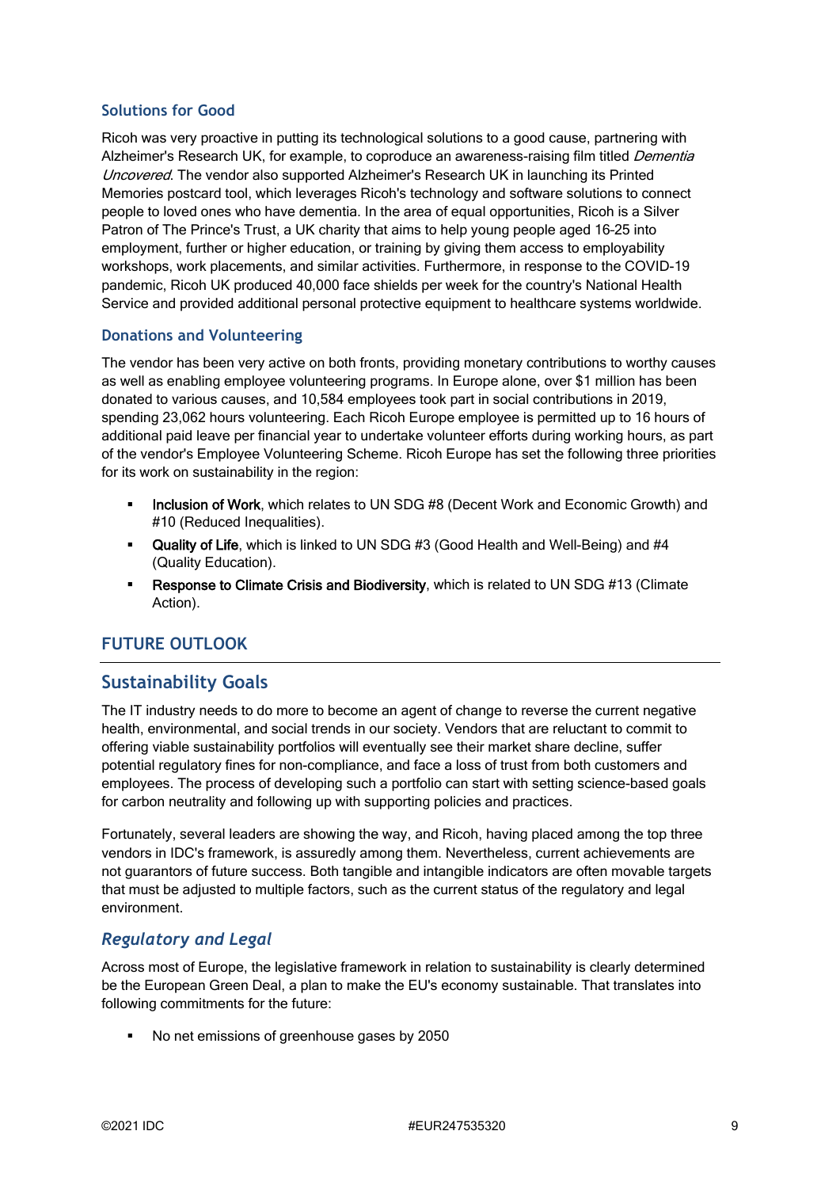### Solutions for Good

Ricoh was very proactive in putting its technological solutions to a good cause, partnering with Alzheimer's Research UK, for example, to coproduce an awareness-raising film titled *Dementia Uncovered*. The vendor also supported Alzheimer's Research UK in launching its Printed Memories postcard tool, which leverages Ricoh's technology and software solutions to connect people to loved ones who have dementia. In the area of equal opportunities, Ricoh is a Silver Patron of The Prince's Trust, a UK charity that aims to help young people aged 16–25 into employment, further or higher education, or training by giving them access to employability workshops, work placements, and similar activities. Furthermore, in response to the COVID-19 pandemic, Ricoh UK produced 40,000 face shields per week for the country's National Health Service and provided additional personal protective equipment to healthcare systems worldwide.

### Donations and Volunteering

The vendor has been very active on both fronts, providing monetary contributions to worthy causes as well as enabling employee volunteering programs. In Europe alone, over $1 million has been donated to various causes, and 10,584 employees took part in social contributions in 2019, spending 23,062 hours volunteering. Each Ricoh Europe employee is permitted up to 16 hours of additional paid leave per financial year to undertake volunteer efforts during working hours, as part of the vendor's Employee Volunteering Scheme. Ricoh Europe has set the following three priorities for its work on sustainability in the region:

- **Inclusion of Work**, which relates to UN SDG #8 (Decent Work and Economic Growth) and #10 (Reduced Inequalities).
- **Quality of Life**, which is linked to UN SDG #3 (Good Health and Well-Being) and #4 (Quality Education).
- **Response to Climate Crisis and Biodiversity**, which is related to UN SDG #13 (Climate Action).

# FUTURE OUTLOOK

## Sustainability Goals

The IT industry needs to do more to become an agent of change to reverse the current negative health, environmental, and social trends in our society. Vendors that are reluctant to commit to offering viable sustainability portfolios will eventually see their market share decline, suffer potential regulatory fines for non-compliance, and face a loss of trust from both customers and employees. The process of developing such a portfolio can start with setting science-based goals for carbon neutrality and following up with supporting policies and practices.

Fortunately, several leaders are showing the way, and Ricoh, having placed among the top three vendors in IDC's framework, is assuredly among them. Nevertheless, current achievements are not guarantors of future success. Both tangible and intangible indicators are often movable targets that must be adjusted to multiple factors, such as the current status of the regulatory and legal environment.

### *Regulatory and Legal*

Across most of Europe, the legislative framework in relation to sustainability is clearly determined be the European Green Deal, a plan to make the EU's economy sustainable. That translates into following commitments for the future:

- No net emissions of greenhouse gases by 2050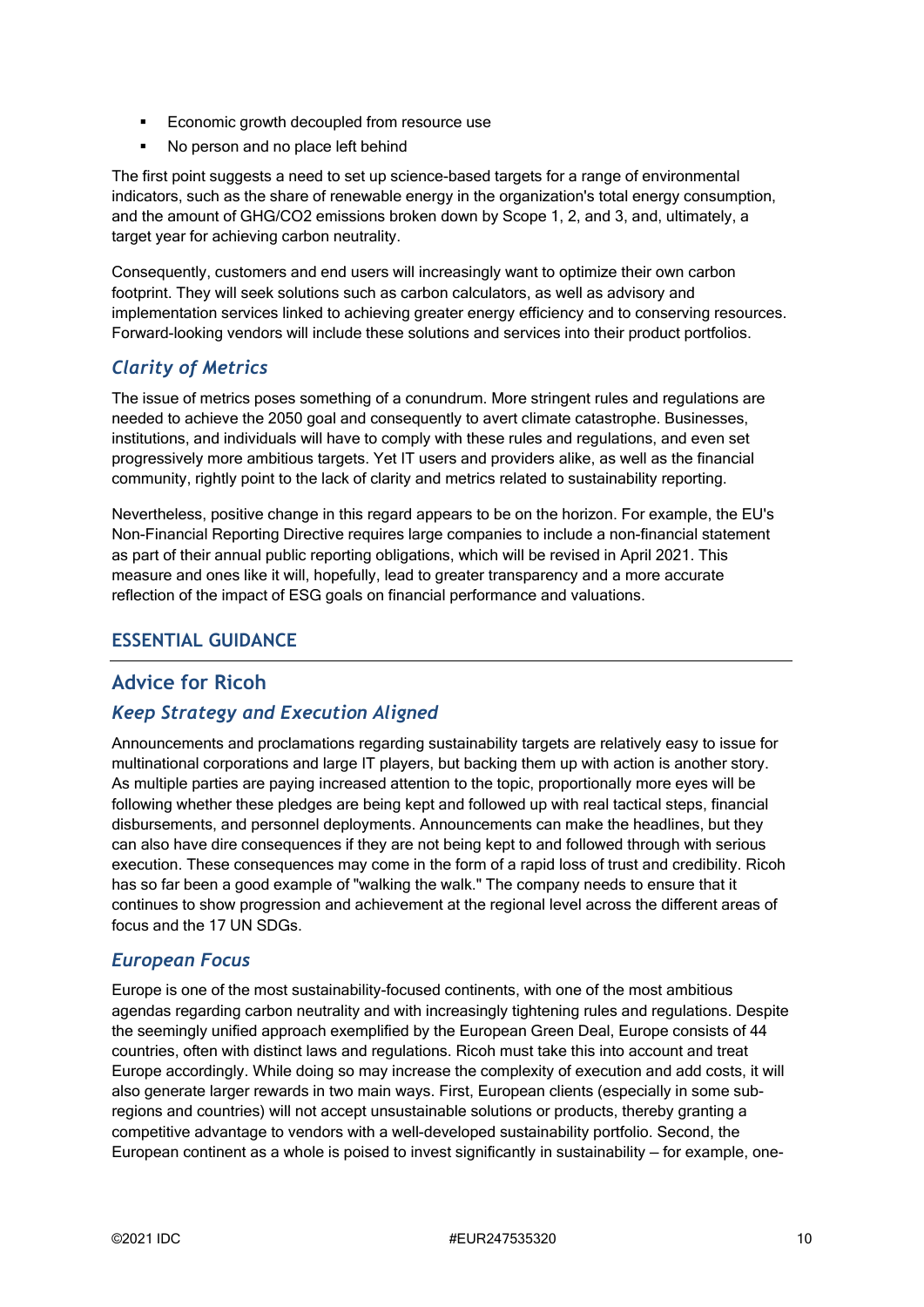- Economic growth decoupled from resource use
- No person and no place left behind

The first point suggests a need to set up science-based targets for a range of environmental indicators, such as the share of renewable energy in the organization's total energy consumption, and the amount of GHG/$CO_2$ emissions broken down by Scope 1, 2, and 3, and, ultimately, a target year for achieving carbon neutrality.

Consequently, customers and end users will increasingly want to optimize their own carbon footprint. They will seek solutions such as carbon calculators, as well as advisory and implementation services linked to achieving greater energy efficiency and to conserving resources. Forward-looking vendors will include these solutions and services into their product portfolios.

### *Clarity of Metrics*

The issue of metrics poses something of a conundrum. More stringent rules and regulations are needed to achieve the 2050 goal and consequently to avert climate catastrophe. Businesses, institutions, and individuals will have to comply with these rules and regulations, and even set progressively more ambitious targets. Yet IT users and providers alike, as well as the financial community, rightly point to the lack of clarity and metrics related to sustainability reporting.

Nevertheless, positive change in this regard appears to be on the horizon. For example, the EU's Non-Financial Reporting Directive requires large companies to include a non-financial statement as part of their annual public reporting obligations, which will be revised in April 2021. This measure and ones like it will, hopefully, lead to greater transparency and a more accurate reflection of the impact of ESG goals on financial performance and valuations.

# ESSENTIAL GUIDANCE

## Advice for Ricoh

### *Keep Strategy and Execution Aligned*

Announcements and proclamations regarding sustainability targets are relatively easy to issue for multinational corporations and large IT players, but backing them up with action is another story. As multiple parties are paying increased attention to the topic, proportionally more eyes will be following whether these pledges are being kept and followed up with real tactical steps, financial disbursements, and personnel deployments. Announcements can make the headlines, but they can also have dire consequences if they are not being kept to and followed through with serious execution. These consequences may come in the form of a rapid loss of trust and credibility. Ricoh has so far been a good example of "walking the walk." The company needs to ensure that it continues to show progression and achievement at the regional level across the different areas of focus and the 17 UN SDGs.

### *European Focus*

Europe is one of the most sustainability-focused continents, with one of the most ambitious agendas regarding carbon neutrality and with increasingly tightening rules and regulations. Despite the seemingly unified approach exemplified by the European Green Deal, Europe consists of 44 countries, often with distinct laws and regulations. Ricoh must take this into account and treat Europe accordingly. While doing so may increase the complexity of execution and add costs, it will also generate larger rewards in two main ways. First, European clients (especially in some sub-regions and countries) will not accept unsustainable solutions or products, thereby granting a competitive advantage to vendors with a well-developed sustainability portfolio. Second, the European continent as a whole is poised to invest significantly in sustainability — for example, one-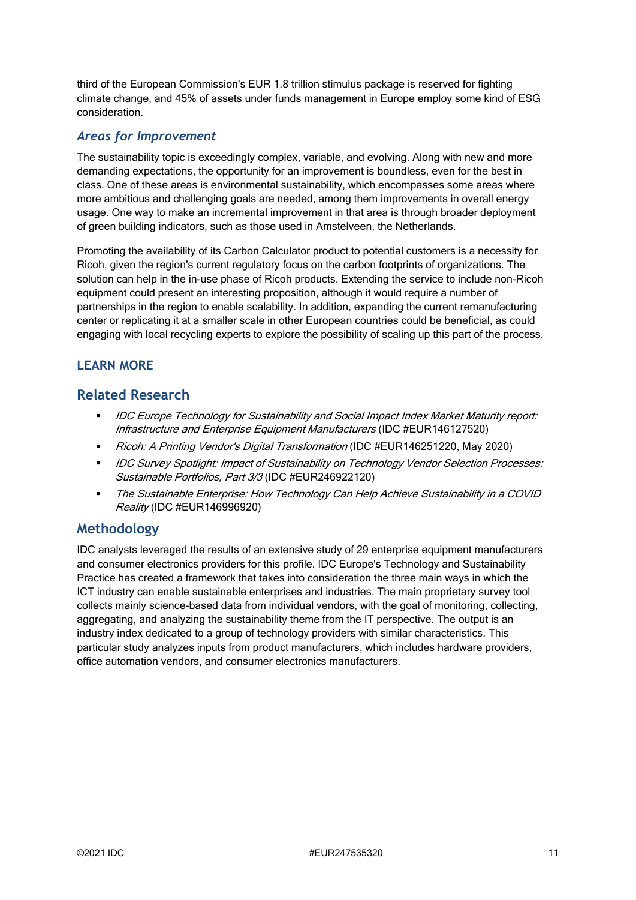third of the European Commission's EUR 1.8 trillion stimulus package is reserved for fighting climate change, and 45% of assets under funds management in Europe employ some kind of ESG consideration.

### *Areas for Improvement*

The sustainability topic is exceedingly complex, variable, and evolving. Along with new and more demanding expectations, the opportunity for an improvement is boundless, even for the best in class. One of these areas is environmental sustainability, which encompasses some areas where more ambitious and challenging goals are needed, among them improvements in overall energy usage. One way to make an incremental improvement in that area is through broader deployment of green building indicators, such as those used in Amstelveen, the Netherlands.

Promoting the availability of its Carbon Calculator product to potential customers is a necessity for Ricoh, given the region's current regulatory focus on the carbon footprints of organizations. The solution can help in the in-use phase of Ricoh products. Extending the service to include non-Ricoh equipment could present an interesting proposition, although it would require a number of partnerships in the region to enable scalability. In addition, expanding the current remanufacturing center or replicating it at a smaller scale in other European countries could be beneficial, as could engaging with local recycling experts to explore the possibility of scaling up this part of the process.

## LEARN MORE

### Related Research

- *IDC Europe Technology for Sustainability and Social Impact Index Market Maturity report: Infrastructure and Enterprise Equipment Manufacturers* (IDC #EUR146127520)
- *Ricoh: A Printing Vendor's Digital Transformation* (IDC #EUR146251220, May 2020)
- *IDC Survey Spotlight: Impact of Sustainability on Technology Vendor Selection Processes: Sustainable Portfolios, Part 3/3* (IDC #EUR246922120)
- *The Sustainable Enterprise: How Technology Can Help Achieve Sustainability in a COVID Reality* (IDC #EUR146996920)

### Methodology

IDC analysts leveraged the results of an extensive study of 29 enterprise equipment manufacturers and consumer electronics providers for this profile. IDC Europe's Technology and Sustainability Practice has created a framework that takes into consideration the three main ways in which the ICT industry can enable sustainable enterprises and industries. The main proprietary survey tool collects mainly science-based data from individual vendors, with the goal of monitoring, collecting, aggregating, and analyzing the sustainability theme from the IT perspective. The output is an industry index dedicated to a group of technology providers with similar characteristics. This particular study analyzes inputs from product manufacturers, which includes hardware providers, office automation vendors, and consumer electronics manufacturers.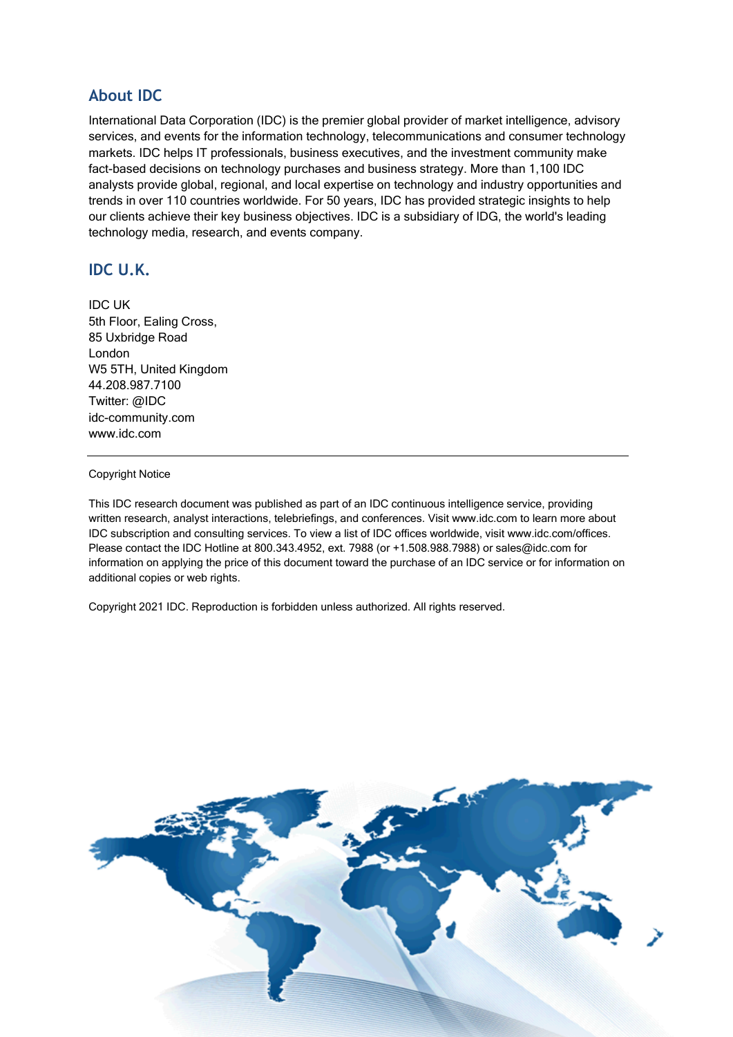## About IDC

International Data Corporation (IDC) is the premier global provider of market intelligence, advisory services, and events for the information technology, telecommunications and consumer technology markets. IDC helps IT professionals, business executives, and the investment community make fact-based decisions on technology purchases and business strategy. More than 1,100 IDC analysts provide global, regional, and local expertise on technology and industry opportunities and trends in over 110 countries worldwide. For 50 years, IDC has provided strategic insights to help our clients achieve their key business objectives. IDC is a subsidiary of IDG, the world's leading technology media, research, and events company.

## IDC U.K.

IDC UK
5th Floor, Ealing Cross,
85 Uxbridge Road
London
W5 5TH, United Kingdom
44.208.987.7100
Twitter: @IDC
idc-community.com
www.idc.com

---

Copyright Notice

This IDC research document was published as part of an IDC continuous intelligence service, providing written research, analyst interactions, telebriefings, and conferences. Visit www.idc.com to learn more about IDC subscription and consulting services. To view a list of IDC offices worldwide, visit www.idc.com/offices. Please contact the IDC Hotline at 800.343.4952, ext. 7988 (or +1.508.988.7988) or sales@idc.com for information on applying the price of this document toward the purchase of an IDC service or for information on additional copies or web rights.

Copyright 2021 IDC. Reproduction is forbidden unless authorized. All rights reserved.